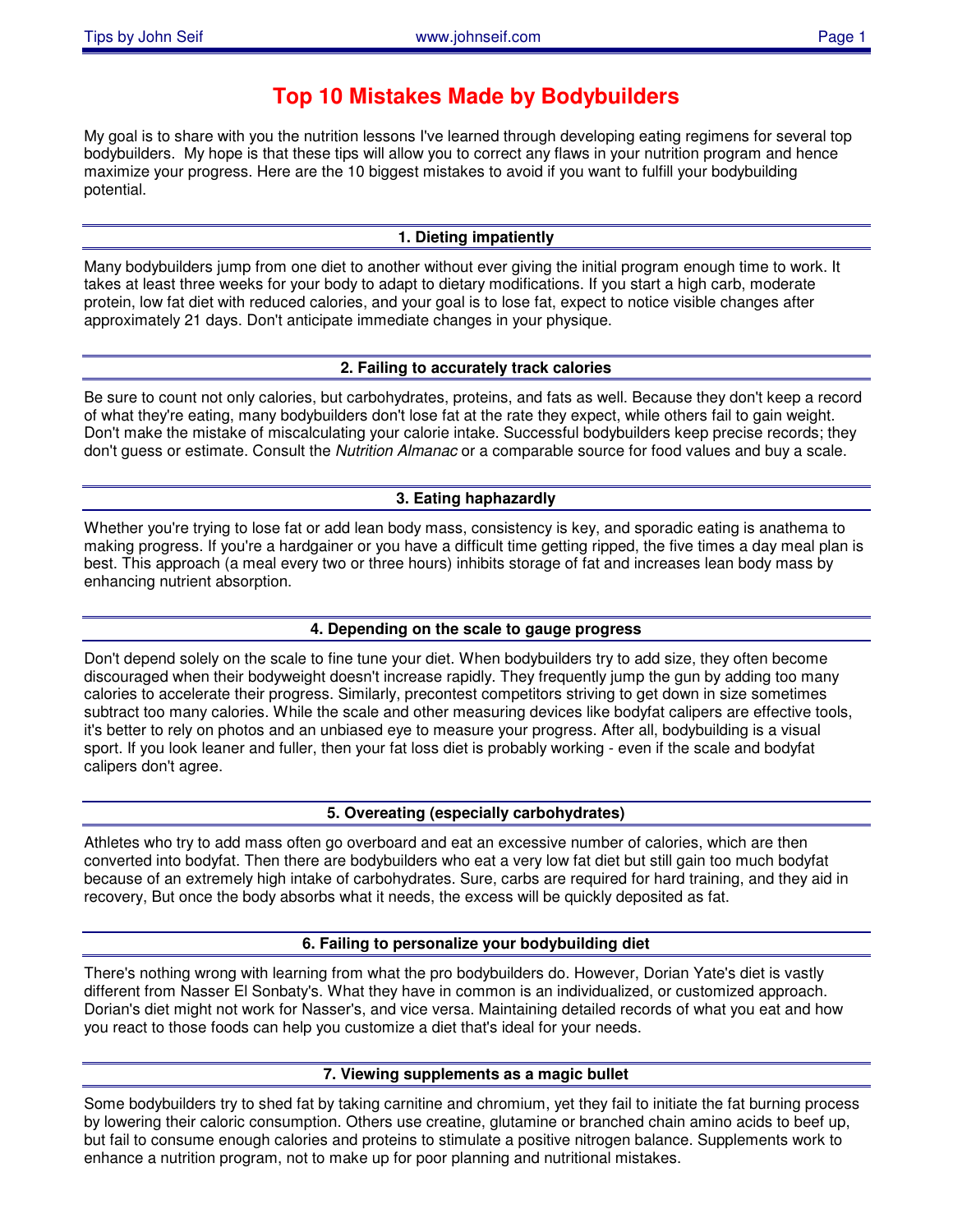# Top 10 Mistakes Made by Bodybuilders

My goal is to share with you the nutrition lessons I've learned through developing eating regimens for several top bodybuilders. My hope is that these tips will allow you to correct any flaws in your nutrition program and hence maximize your progress. Here are the 10 biggest mistakes to avoid if you want to fulfill your bodybuilding potential.

## 1. Dieting impatiently

Many bodybuilders jump from one diet to another without ever giving the initial program enough time to work. It takes at least three weeks for your body to adapt to dietary modifications. If you start a high carb, moderate protein, low fat diet with reduced calories, and your goal is to lose fat, expect to notice visible changes after approximately 21 days. Don't anticipate immediate changes in your physique.

## 2. Failing to accurately track calories

Be sure to count not only calories, but carbohydrates, proteins, and fats as well. Because they don't keep a record of what they're eating, many bodybuilders don't lose fat at the rate they expect, while others fail to gain weight. Don't make the mistake of miscalculating your calorie intake. Successful bodybuilders keep precise records; they don't guess or estimate. Consult the *Nutrition Almanac* or a comparable source for food values and buy a scale.

## 3. Eating haphazardly

Whether you're trying to lose fat or add lean body mass, consistency is key, and sporadic eating is anathema to making progress. If you're a hardgainer or you have a difficult time getting ripped, the five times a day meal plan is best. This approach (a meal every two or three hours) inhibits storage of fat and increases lean body mass by enhancing nutrient absorption.

## 4. Depending on the scale to gauge progress

Don't depend solely on the scale to fine tune your diet. When bodybuilders try to add size, they often become discouraged when their bodyweight doesn't increase rapidly. They frequently jump the gun by adding too many calories to accelerate their progress. Similarly, precontest competitors striving to get down in size sometimes subtract too many calories. While the scale and other measuring devices like bodyfat calipers are effective tools, it's better to rely on photos and an unbiased eye to measure your progress. After all, bodybuilding is a visual sport. If you look leaner and fuller, then your fat loss diet is probably working - even if the scale and bodyfat calipers don't agree.

## 5. Overeating (especially carbohydrates)

Athletes who try to add mass often go overboard and eat an excessive number of calories, which are then converted into bodyfat. Then there are bodybuilders who eat a very low fat diet but still gain too much bodyfat because of an extremely high intake of carbohydrates. Sure, carbs are required for hard training, and they aid in recovery, But once the body absorbs what it needs, the excess will be quickly deposited as fat.

## 6. Failing to personalize your bodybuilding diet

There's nothing wrong with learning from what the pro bodybuilders do. However, Dorian Yate's diet is vastly different from Nasser El Sonbaty's. What they have in common is an individualized, or customized approach. Dorian's diet might not work for Nasser's, and vice versa. Maintaining detailed records of what you eat and how you react to those foods can help you customize a diet that's ideal for your needs.

## 7. Viewing supplements as a magic bullet

Some bodybuilders try to shed fat by taking carnitine and chromium, yet they fail to initiate the fat burning process by lowering their caloric consumption. Others use creatine, glutamine or branched chain amino acids to beef up, but fail to consume enough calories and proteins to stimulate a positive nitrogen balance. Supplements work to enhance a nutrition program, not to make up for poor planning and nutritional mistakes.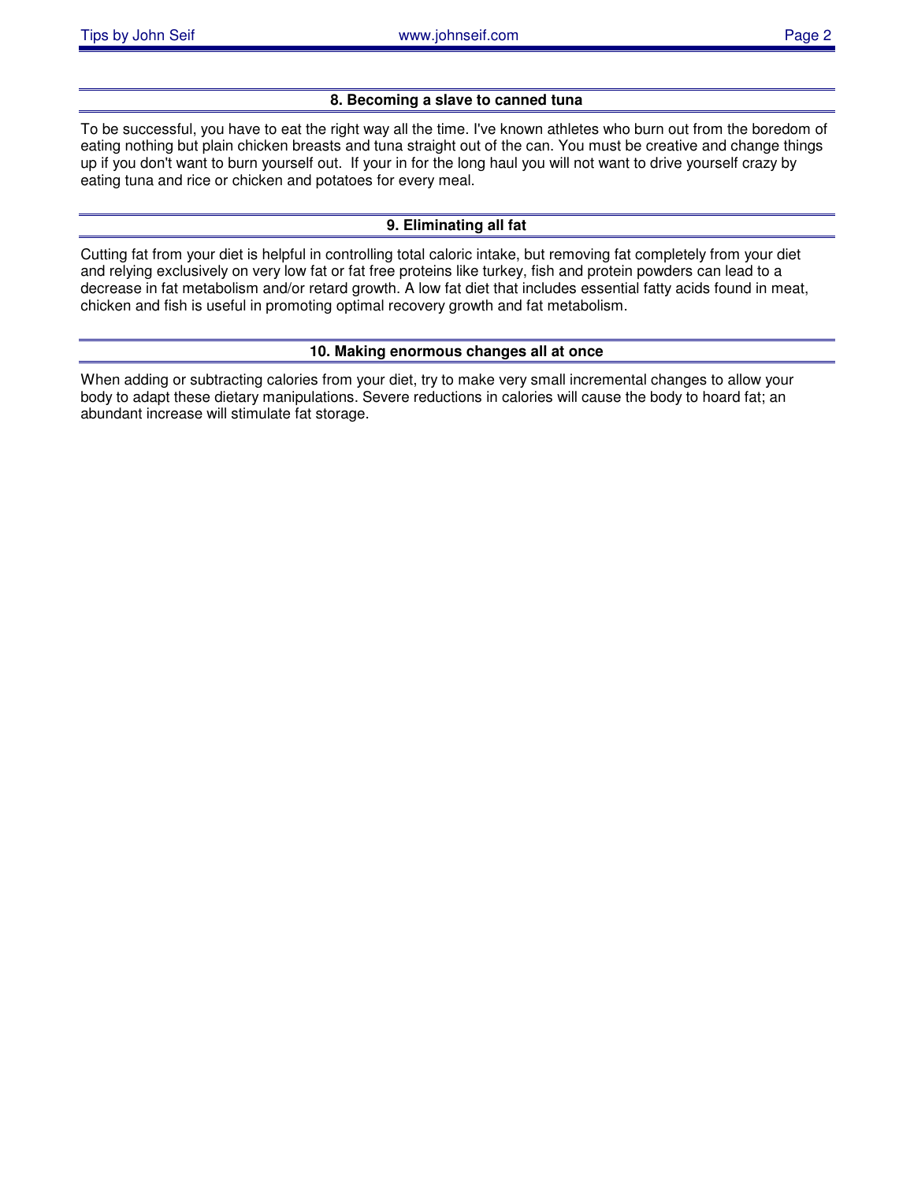### 8. Becoming a slave to canned tuna

To be successful, you have to eat the right way all the time. I've known athletes who burn out from the boredom of eating nothing but plain chicken breasts and tuna straight out of the can. You must be creative and change things up if you don't want to burn yourself out. If your in for the long haul you will not want to drive yourself crazy by eating tuna and rice or chicken and potatoes for every meal.

### 9. Eliminating all fat

Cutting fat from your diet is helpful in controlling total caloric intake, but removing fat completely from your diet and relying exclusively on very low fat or fat free proteins like turkey, fish and protein powders can lead to a decrease in fat metabolism and/or retard growth. A low fat diet that includes essential fatty acids found in meat, chicken and fish is useful in promoting optimal recovery growth and fat metabolism.

### 10. Making enormous changes all at once

When adding or subtracting calories from your diet, try to make very small incremental changes to allow your body to adapt these dietary manipulations. Severe reductions in calories will cause the body to hoard fat; an abundant increase will stimulate fat storage.